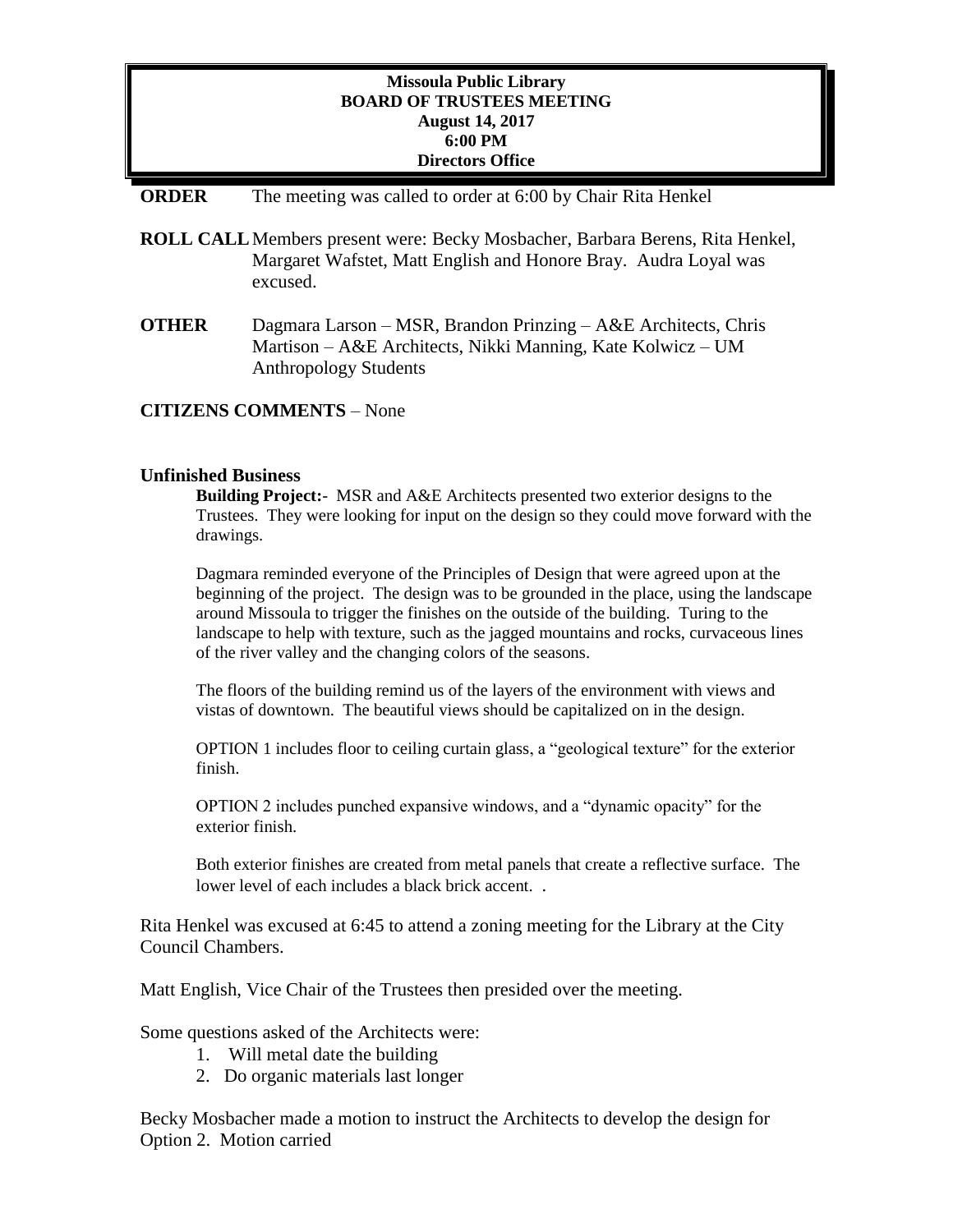**Missoula Public Library**
**BOARD OF TRUSTEES MEETING**
**August 14, 2017**
**6:00 PM**
**Directors Office**

**ORDER** The meeting was called to order at 6:00 by Chair Rita Henkel

**ROLL CALL** Members present were: Becky Mosbacher, Barbara Berens, Rita Henkel, Margaret Wafstet, Matt English and Honore Bray. Audra Loyal was excused.

**OTHER** Dagmara Larson – MSR, Brandon Prinzing – A&E Architects, Chris Martison – A&E Architects, Nikki Manning, Kate Kolwicz – UM Anthropology Students

**CITIZENS COMMENTS** – None

**Unfinished Business**

**Building Project:**- MSR and A&E Architects presented two exterior designs to the Trustees. They were looking for input on the design so they could move forward with the drawings.

Dagmara reminded everyone of the Principles of Design that were agreed upon at the beginning of the project. The design was to be grounded in the place, using the landscape around Missoula to trigger the finishes on the outside of the building. Turing to the landscape to help with texture, such as the jagged mountains and rocks, curvaceous lines of the river valley and the changing colors of the seasons.

The floors of the building remind us of the layers of the environment with views and vistas of downtown. The beautiful views should be capitalized on in the design.

OPTION 1 includes floor to ceiling curtain glass, a "geological texture" for the exterior finish.

OPTION 2 includes punched expansive windows, and a "dynamic opacity" for the exterior finish.

Both exterior finishes are created from metal panels that create a reflective surface. The lower level of each includes a black brick accent. .

Rita Henkel was excused at 6:45 to attend a zoning meeting for the Library at the City Council Chambers.

Matt English, Vice Chair of the Trustees then presided over the meeting.

Some questions asked of the Architects were:

1. Will metal date the building
2. Do organic materials last longer

Becky Mosbacher made a motion to instruct the Architects to develop the design for Option 2. Motion carried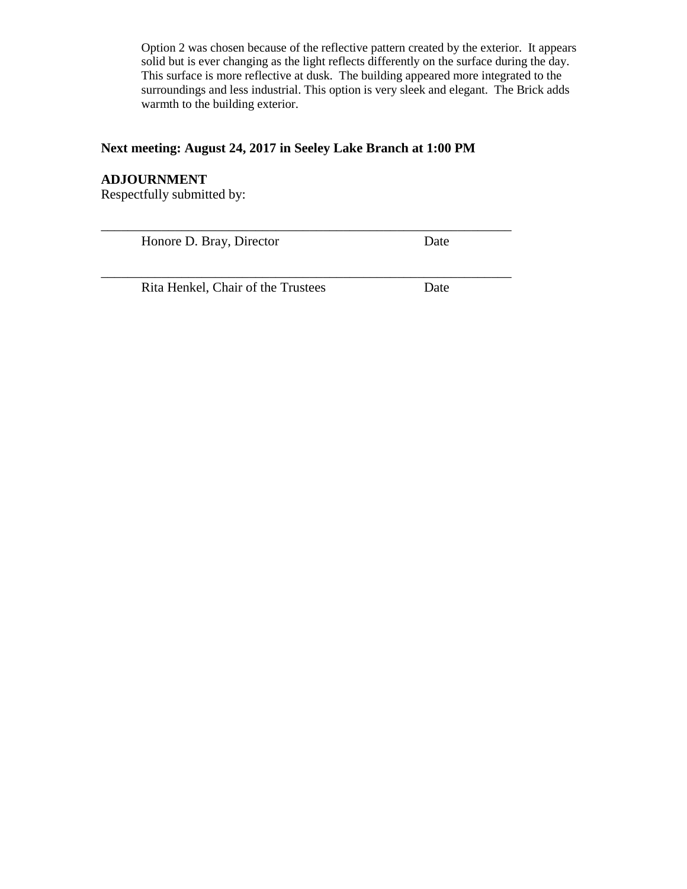Option 2 was chosen because of the reflective pattern created by the exterior. It appears solid but is ever changing as the light reflects differently on the surface during the day. This surface is more reflective at dusk. The building appeared more integrated to the surroundings and less industrial. This option is very sleek and elegant. The Brick adds warmth to the building exterior.

**Next meeting: August 24, 2017 in Seeley Lake Branch at 1:00 PM**

**ADJOURNMENT**

Respectfully submitted by:

_______________________________________________________________

Honore D. Bray, Director Date

_______________________________________________________________

Rita Henkel, Chair of the Trustees Date